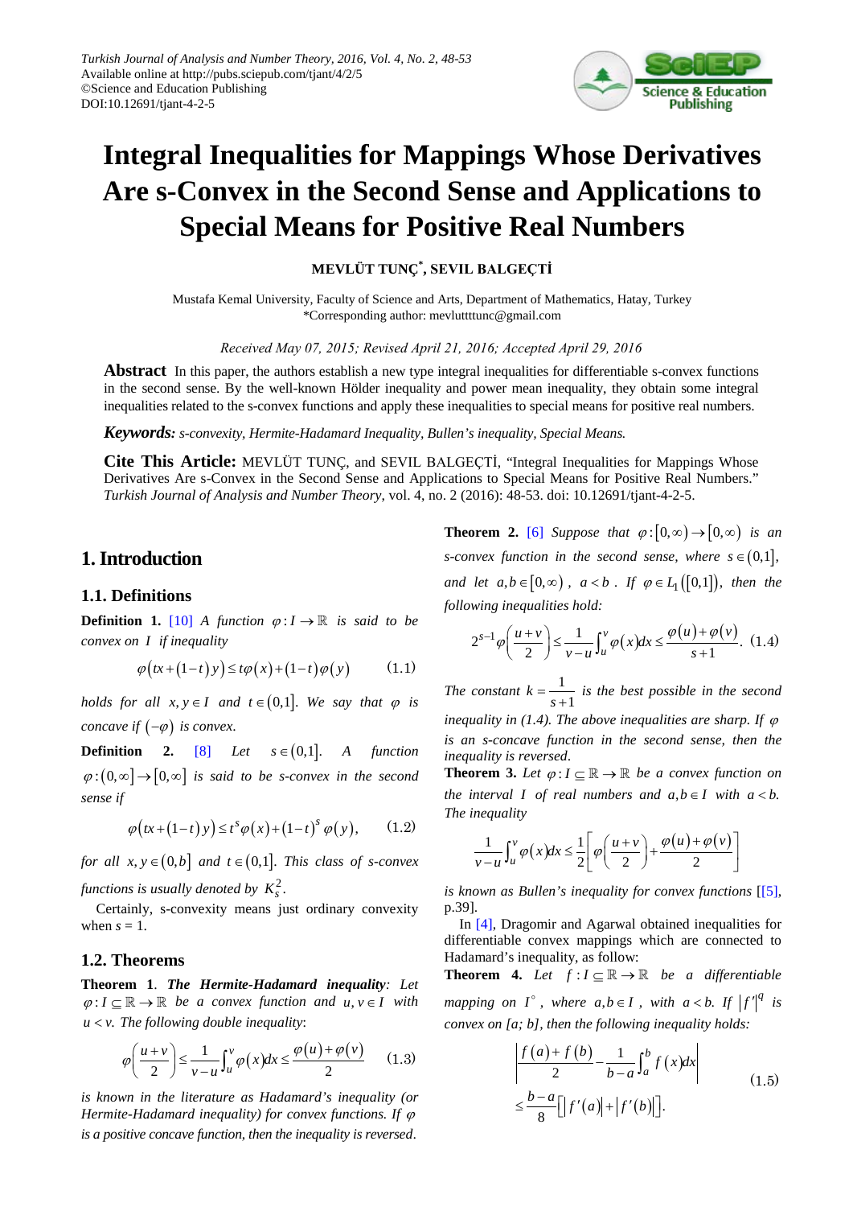# Integral Inequalities for Mappings Whose Derivatives Are s-Convex in the Second Sense and Applications to Special Means for Positive Real Numbers

**MEVLÜT TUNÇ[*], SEVIL BALGEÇTİ**

Mustafa Kemal University, Faculty of Science and Arts, Department of Mathematics, Hatay, Turkey
*Corresponding author: mevluttttunc@gmail.com

*Received May 07, 2015; Revised April 21, 2016; Accepted April 29, 2016*

**Abstract** In this paper, the authors establish a new type integral inequalities for differentiable s-convex functions in the second sense. By the well-known Hölder inequality and power mean inequality, they obtain some integral inequalities related to the s-convex functions and apply these inequalities to special means for positive real numbers.

***Keywords:*** *s-convexity, Hermite-Hadamard Inequality, Bullen's inequality, Special Means.*

**Cite This Article:** MEVLÜT TUNÇ, and SEVIL BALGEÇTİ, "Integral Inequalities for Mappings Whose Derivatives Are s-Convex in the Second Sense and Applications to Special Means for Positive Real Numbers." *Turkish Journal of Analysis and Number Theory*, vol. 4, no. 2 (2016): 48-53. doi: 10.12691/tjant-4-2-5.

## 1. Introduction

### 1.1. Definitions

**Definition 1.** [10] *A function $\varphi: I \to \mathbb{R}$ is said to be convex on $I$ if inequality*

$$\varphi(tx+(1-t)y) \le t\varphi(x)+(1-t)\varphi(y) \qquad (1.1)$$

*holds for all $x, y \in I$ and $t \in (0,1]$. We say that $\varphi$ is concave if $(-\varphi)$ is convex.*

**Definition 2.** [8] *Let $s \in (0,1]$. A function $\varphi:(0,\infty] \to [0,\infty]$ is said to be s-convex in the second sense if*

$$\varphi(tx+(1-t)y) \le t^s\varphi(x)+(1-t)^s\varphi(y), \qquad (1.2)$$

*for all $x, y \in (0,b]$ and $t \in (0,1]$. This class of s-convex functions is usually denoted by $K_s^2$.*

Certainly, s-convexity means just ordinary convexity when $s = 1$.

### 1.2. Theorems

**Theorem 1.** ***The Hermite-Hadamard inequality****: Let $\varphi: I \subseteq \mathbb{R} \to \mathbb{R}$ be a convex function and $u, v \in I$ with $u < v$. The following double inequality*:

$$\varphi\left(\frac{u+v}{2}\right) \le \frac{1}{v-u}\int_u^v \varphi(x)dx \le \frac{\varphi(u)+\varphi(v)}{2} \qquad (1.3)$$

*is known in the literature as Hadamard's inequality (or Hermite-Hadamard inequality) for convex functions. If $\varphi$ is a positive concave function, then the inequality is reversed*.

**Theorem 2.** [6] *Suppose that $\varphi:[0,\infty) \to [0,\infty)$ is an s-convex function in the second sense, where $s \in (0,1]$, and let $a, b \in [0,\infty)$, $a < b$. If $\varphi \in L_1([0,1])$, then the following inequalities hold:*

$$2^{s-1}\varphi\left(\frac{u+v}{2}\right) \le \frac{1}{v-u}\int_u^v \varphi(x)dx \le \frac{\varphi(u)+\varphi(v)}{s+1}. \quad (1.4)$$

*The constant $k = \frac{1}{s+1}$ is the best possible in the second inequality in (1.4). The above inequalities are sharp. If $\varphi$ is an s-concave function in the second sense, then the inequality is reversed*.

**Theorem 3.** *Let $\varphi: I \subseteq \mathbb{R} \to \mathbb{R}$ be a convex function on the interval $I$ of real numbers and $a, b \in I$ with $a < b$. The inequality*

$$\frac{1}{v-u}\int_u^v \varphi(x)dx \le \frac{1}{2}\left[\varphi\left(\frac{u+v}{2}\right)+\frac{\varphi(u)+\varphi(v)}{2}\right]$$

*is known as Bullen's inequality for convex functions* [[5], p.39].

In [4], Dragomir and Agarwal obtained inequalities for differentiable convex mappings which are connected to Hadamard's inequality, as follow:

**Theorem 4.** *Let $f: I \subseteq \mathbb{R} \to \mathbb{R}$ be a differentiable mapping on $I^\circ$, where $a, b \in I$, with $a < b$. If $|f'|^q$ is convex on [a; b], then the following inequality holds:*

$$\left|\frac{f(a)+f(b)}{2} - \frac{1}{b-a}\int_a^b f(x)dx\right| \le \frac{b-a}{8}\left[|f'(a)|+|f'(b)|\right]. \qquad (1.5)$$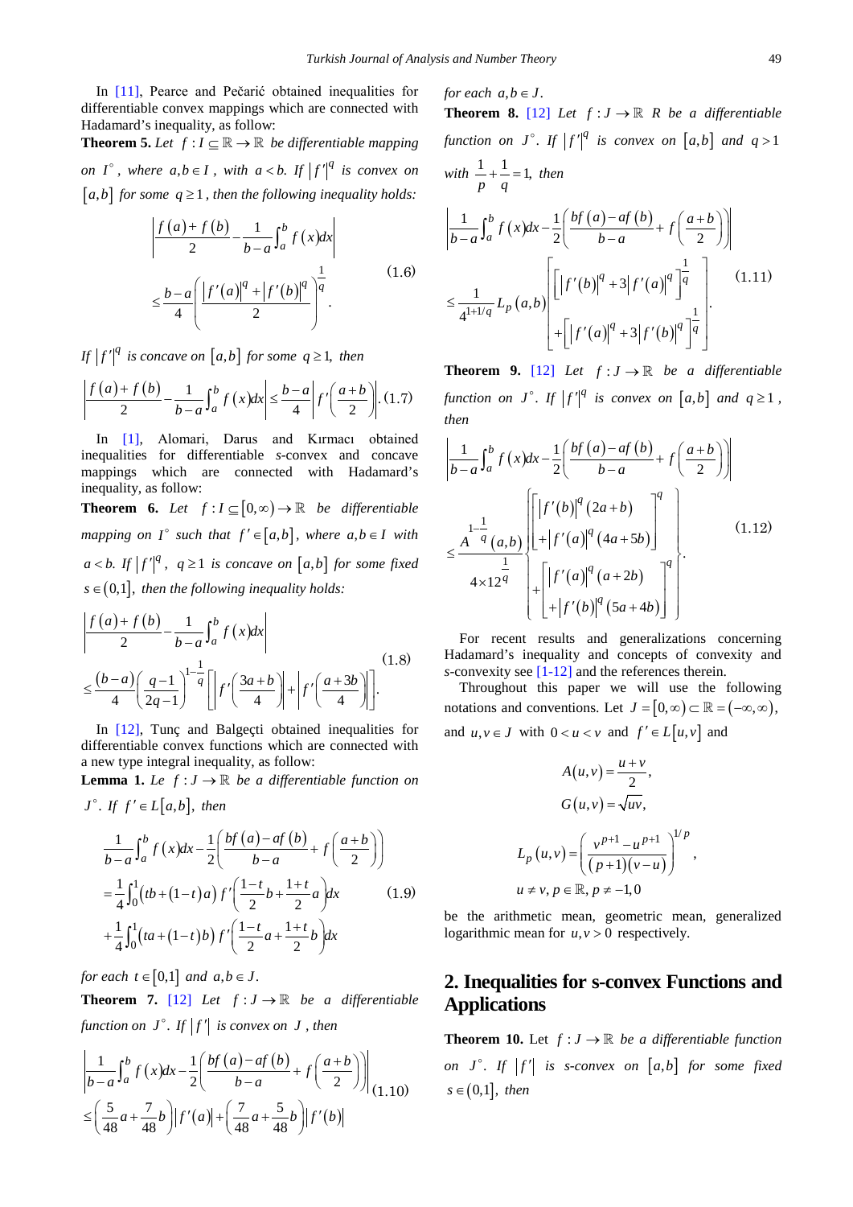In [11], Pearce and Pečarić obtained inequalities for differentiable convex mappings which are connected with Hadamard's inequality, as follow:

**Theorem 5.** *Let $f: I \subseteq \mathbb{R} \to \mathbb{R}$ be differentiable mapping on $I^{\circ}$, where $a,b \in I$, with $a<b$. If $|f'|^q$ is convex on $[a,b]$ for some $q \geq 1$, then the following inequality holds:*

$$\left|\frac{f(a)+f(b)}{2}-\frac{1}{b-a}\int_a^b f(x)dx\right| \leq \frac{b-a}{4}\left(\frac{|f'(a)|^q+|f'(b)|^q}{2}\right)^{\frac{1}{q}}. \tag{1.6}$$

*If $|f'|^q$ is concave on $[a,b]$ for some $q \geq 1$, then*

$$\left|\frac{f(a)+f(b)}{2}-\frac{1}{b-a}\int_a^b f(x)dx\right| \leq \frac{b-a}{4}\left|f'\left(\frac{a+b}{2}\right)\right|. \tag{1.7}$$

In [1], Alomari, Darus and Kırmacı obtained inequalities for differentiable *s*-convex and concave mappings which are connected with Hadamard's inequality, as follow:

**Theorem 6.** *Let $f: I \subseteq [0,\infty) \to \mathbb{R}$ be differentiable mapping on $I^{\circ}$ such that $f' \in [a,b]$, where $a,b \in I$ with $a<b$. If $|f'|^q$, $q \geq 1$ is concave on $[a,b]$ for some fixed $s \in (0,1]$, then the following inequality holds:*

$$\left|\frac{f(a)+f(b)}{2}-\frac{1}{b-a}\int_a^b f(x)dx\right| \leq \frac{(b-a)}{4}\left(\frac{q-1}{2q-1}\right)^{1-\frac{1}{q}}\left[\left|f'\left(\frac{3a+b}{4}\right)\right|+\left|f'\left(\frac{a+3b}{4}\right)\right|\right]. \tag{1.8}$$

In [12], Tunç and Balgeçti obtained inequalities for differentiable convex functions which are connected with a new type integral inequality, as follow:

**Lemma 1.** *Le $f: J \to \mathbb{R}$ be a differentiable function on $J^{\circ}$. If $f' \in L[a,b]$, then*

$$\begin{aligned}
&\frac{1}{b-a}\int_a^b f(x)dx-\frac{1}{2}\left(\frac{bf(a)-af(b)}{b-a}+f\left(\frac{a+b}{2}\right)\right) \\
&=\frac{1}{4}\int_0^1 (tb+(1-t)a)\,f'\left(\frac{1-t}{2}b+\frac{1+t}{2}a\right)dx \\
&+\frac{1}{4}\int_0^1 (ta+(1-t)b)\,f'\left(\frac{1-t}{2}a+\frac{1+t}{2}b\right)dx
\end{aligned} \tag{1.9}$$

*for each $t \in [0,1]$ and $a,b \in J$.*

**Theorem 7.** [12] *Let $f: J \to \mathbb{R}$ be a differentiable function on $J^{\circ}$. If $|f'|$ is convex on $J$, then*

$$\left|\frac{1}{b-a}\int_a^b f(x)dx-\frac{1}{2}\left(\frac{bf(a)-af(b)}{b-a}+f\left(\frac{a+b}{2}\right)\right)\right| \leq \left(\frac{5}{48}a+\frac{7}{48}b\right)|f'(a)|+\left(\frac{7}{48}a+\frac{5}{48}b\right)|f'(b)| \tag{1.10}$$

*for each $a,b \in J$.*

**Theorem 8.** [12] *Let $f: J \to \mathbb{R}$ R be a differentiable function on $J^{\circ}$. If $|f'|^q$ is convex on $[a,b]$ and $q>1$ with $\frac{1}{p}+\frac{1}{q}=1$, then*

$$\left|\frac{1}{b-a}\int_a^b f(x)dx-\frac{1}{2}\left(\frac{bf(a)-af(b)}{b-a}+f\left(\frac{a+b}{2}\right)\right)\right| \leq \frac{1}{4^{1+1/q}}L_p(a,b)\left[\begin{aligned}&\left[|f'(b)|^q+3|f'(a)|^q\right]^{\frac{1}{q}} \\ &+\left[|f'(a)|^q+3|f'(b)|^q\right]^{\frac{1}{q}}\end{aligned}\right]. \tag{1.11}$$

**Theorem 9.** [12] *Let $f: J \to \mathbb{R}$ be a differentiable function on $J^{\circ}$. If $|f'|^q$ is convex on $[a,b]$ and $q \geq 1$, then*

$$\left|\frac{1}{b-a}\int_a^b f(x)dx-\frac{1}{2}\left(\frac{bf(a)-af(b)}{b-a}+f\left(\frac{a+b}{2}\right)\right)\right| \leq \frac{A^{1-\frac{1}{q}}(a,b)}{4\times 12^{\frac{1}{q}}}\left\{\begin{aligned}&\left[\begin{aligned}&|f'(b)|^q(2a+b) \\ &+|f'(a)|^q(4a+5b)\end{aligned}\right]^q \\ &+\left[\begin{aligned}&|f'(a)|^q(a+2b) \\ &+|f'(b)|^q(5a+4b)\end{aligned}\right]^q\end{aligned}\right\}. \tag{1.12}$$

For recent results and generalizations concerning Hadamard's inequality and concepts of convexity and *s*-convexity see [1-12] and the references therein.

Throughout this paper we will use the following notations and conventions. Let $J=[0,\infty) \subset \mathbb{R}=(-\infty,\infty)$, and $u,v \in J$ with $0<u<v$ and $f' \in L[u,v]$ and

$$A(u,v)=\frac{u+v}{2},$$

$$G(u,v)=\sqrt{uv},$$

$$L_p(u,v)=\left(\frac{v^{p+1}-u^{p+1}}{(p+1)(v-u)}\right)^{1/p},$$

$$u \neq v,\ p \in \mathbb{R},\ p \neq -1,0$$

be the arithmetic mean, geometric mean, generalized logarithmic mean for $u,v>0$ respectively.

## 2. Inequalities for s-convex Functions and Applications

**Theorem 10.** Let *$f: J \to \mathbb{R}$ be a differentiable function on $J^{\circ}$. If $|f'|$ is s-convex on $[a,b]$ for some fixed $s \in (0,1]$, then*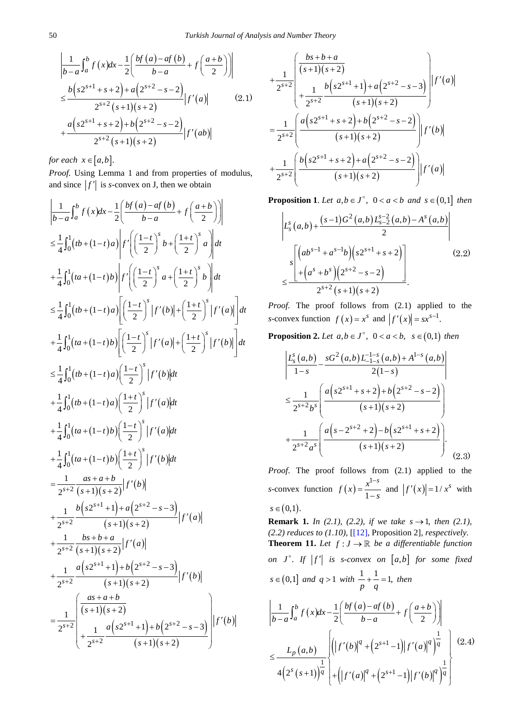$$\left|\frac{1}{b-a}\int_a^b f(x)dx-\frac{1}{2}\left(\frac{bf(a)-af(b)}{b-a}+f\left(\frac{a+b}{2}\right)\right)\right|$$
$$\leq\frac{b\left(s2^{s+1}+s+2\right)+a\left(2^{s+2}-s-2\right)}{2^{s+2}(s+1)(s+2)}\left|f'(a)\right| \tag{2.1}$$
$$+\frac{a\left(s2^{s+1}+s+2\right)+b\left(2^{s+2}-s-2\right)}{2^{s+2}(s+1)(s+2)}\left|f'(ab)\right|$$

*for each* $x\in[a,b]$.

*Proof.* Using Lemma 1 and from properties of modulus, and since $|f'|$ is *s*-convex on J, then we obtain

$$\left|\frac{1}{b-a}\int_a^b f(x)dx-\frac{1}{2}\left(\frac{bf(a)-af(b)}{b-a}+f\left(\frac{a+b}{2}\right)\right)\right|$$
$$\leq\frac{1}{4}\int_0^1(tb+(1-t)a)\left|f'\left(\left(\frac{1-t}{2}\right)^s b+\left(\frac{1+t}{2}\right)^s a\right)\right|dt$$
$$+\frac{1}{4}\int_0^1(ta+(1-t)b)\left|f'\left(\left(\frac{1-t}{2}\right)^s a+\left(\frac{1+t}{2}\right)^s b\right)\right|dt$$
$$\leq\frac{1}{4}\int_0^1(tb+(1-t)a)\left[\left(\frac{1-t}{2}\right)^s\left|f'(b)\right|+\left(\frac{1+t}{2}\right)^s\left|f'(a)\right|\right]dt$$
$$+\frac{1}{4}\int_0^1(ta+(1-t)b)\left[\left(\frac{1-t}{2}\right)^s\left|f'(a)\right|+\left(\frac{1+t}{2}\right)^s\left|f'(b)\right|\right]dt$$
$$\leq\frac{1}{4}\int_0^1(tb+(1-t)a)\left(\frac{1-t}{2}\right)^s\left|f'(b)\right|dt$$
$$+\frac{1}{4}\int_0^1(tb+(1-t)a)\left(\frac{1+t}{2}\right)^s\left|f'(a)\right|dt$$
$$+\frac{1}{4}\int_0^1(ta+(1-t)b)\left(\frac{1-t}{2}\right)^s\left|f'(a)\right|dt$$
$$+\frac{1}{4}\int_0^1(ta+(1-t)b)\left(\frac{1+t}{2}\right)^s\left|f'(b)\right|dt$$
$$=\frac{1}{2^{s+2}}\frac{as+a+b}{(s+1)(s+2)}\left|f'(b)\right|$$
$$+\frac{1}{2^{s+2}}\frac{b\left(s2^{s+1}+1\right)+a\left(2^{s+2}-s-3\right)}{(s+1)(s+2)}\left|f'(a)\right|$$
$$+\frac{1}{2^{s+2}}\frac{bs+b+a}{(s+1)(s+2)}\left|f'(a)\right|$$
$$+\frac{1}{2^{s+2}}\frac{a\left(s2^{s+1}+1\right)+b\left(2^{s+2}-s-3\right)}{(s+1)(s+2)}\left|f'(b)\right|$$
$$=\frac{1}{2^{s+2}}\left(\begin{array}{c}\dfrac{as+a+b}{(s+1)(s+2)}\\+\dfrac{1}{2^{s+2}}\dfrac{a\left(s2^{s+1}+1\right)+b\left(2^{s+2}-s-3\right)}{(s+1)(s+2)}\end{array}\right)\left|f'(b)\right|$$
$$+\frac{1}{2^{s+2}}\left(\begin{array}{c}\dfrac{bs+b+a}{(s+1)(s+2)}\\+\dfrac{1}{2^{s+2}}\dfrac{b\left(s2^{s+1}+1\right)+a\left(2^{s+2}-s-3\right)}{(s+1)(s+2)}\end{array}\right)\left|f'(a)\right|$$
$$=\frac{1}{2^{s+2}}\left(\frac{a\left(s2^{s+1}+s+2\right)+b\left(2^{s+2}-s-2\right)}{(s+1)(s+2)}\right)\left|f'(b)\right|$$
$$+\frac{1}{2^{s+2}}\left(\frac{b\left(s2^{s+1}+s+2\right)+a\left(2^{s+2}-s-2\right)}{(s+1)(s+2)}\right)\left|f'(a)\right|$$

**Proposition 1**. *Let* $a,b\in J^{\circ},\ 0<a<b$ *and* $s\in(0,1]$ *then*

$$\left|L_s^s(a,b)+\frac{(s-1)G^2(a,b)L_{s-2}^{s-2}(a,b)-A^s(a,b)}{2}\right|$$
$$\leq\frac{s\left[\begin{array}{c}\left(ab^{s-1}+a^{s-1}b\right)\left(s2^{s+1}+s+2\right)\\+\left(a^s+b^s\right)\left(2^{s+2}-s-2\right)\end{array}\right]}{2^{s+2}(s+1)(s+2)}. \tag{2.2}$$

*Proof.* The proof follows from (2.1) applied to the *s*-convex function $f(x)=x^s$ and $\left|f'(x)\right|=sx^{s-1}$.

**Proposition 2.** *Let* $a,b\in J^{\circ},\ 0<a<b,\ s\in(0,1)$ *then*

$$\left|\frac{L_s^s(a,b)}{1-s}-\frac{sG^2(a,b)L_{-1-s}^{-1-s}(a,b)+A^{1-s}(a,b)}{2(1-s)}\right|$$
$$\leq\frac{1}{2^{s+2}b^s}\left(\frac{a\left(s2^{s+1}+s+2\right)+b\left(2^{s+2}-s-2\right)}{(s+1)(s+2)}\right)$$
$$+\frac{1}{2^{s+2}a^s}\left(\frac{a\left(s-2^{s+2}+2\right)-b\left(s2^{s+1}+s+2\right)}{(s+1)(s+2)}\right). \tag{2.3}$$

*Proof*. The proof follows from (2.1) applied to the *s*-convex function $f(x)=\dfrac{x^{1-s}}{1-s}$ and $\left|f'(x)\right|=1/x^s$ with $s\in(0,1)$.

**Remark 1.** *In (2.1), (2.2), if we take* $s\to 1$, *then (2.1), (2.2) reduces to (1.10),* [[12], Proposition 2], *respectively.*

**Theorem 11.** *Let* $f:J\to\mathbb{R}$ *be a differentiable function on* $J^{\circ}$. *If* $|f'|$ *is s-convex on* $[a,b]$ *for some fixed* $s\in(0,1]$ *and* $q>1$ *with* $\frac{1}{p}+\frac{1}{q}=1$, *then*

$$\left|\frac{1}{b-a}\int_a^b f(x)dx-\frac{1}{2}\left(\frac{bf(a)-af(b)}{b-a}+f\left(\frac{a+b}{2}\right)\right)\right|$$
$$\leq\frac{L_p(a,b)}{4\left(2^s(s+1)\right)^{\frac{1}{q}}}\left\{\begin{array}{c}\left(\left|f'(b)\right|^q+\left(2^{s+1}-1\right)\left|f'(a)\right|^q\right)^{\frac{1}{q}}\\+\left(\left|f'(a)\right|^q+\left(2^{s+1}-1\right)\left|f'(b)\right|^q\right)^{\frac{1}{q}}\end{array}\right\} \tag{2.4}$$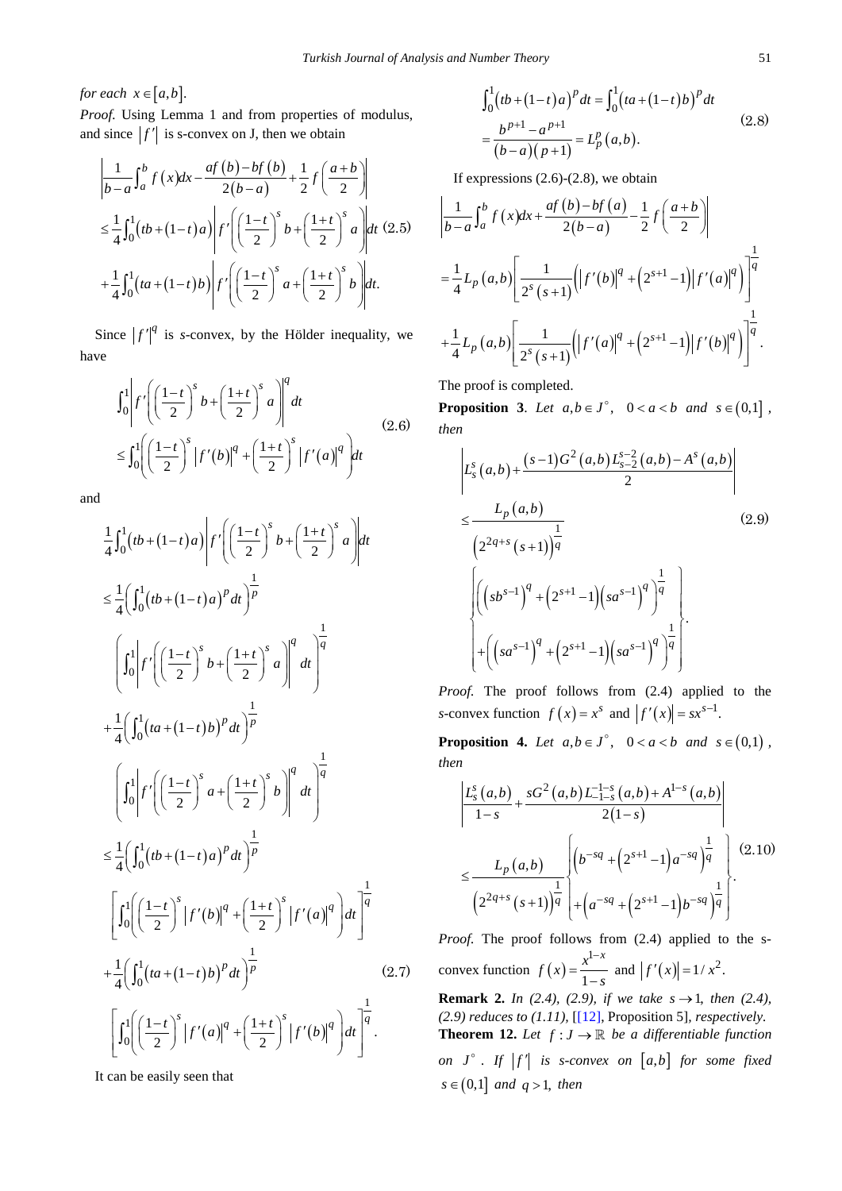*for each* $x \in [a,b]$.

*Proof.* Using Lemma 1 and from properties of modulus, and since $|f'|$ is s-convex on J, then we obtain

$$
\begin{aligned}
&\left|\frac{1}{b-a}\int_a^b f(x)dx - \frac{af(b)-bf(b)}{2(b-a)} + \frac{1}{2}f\left(\frac{a+b}{2}\right)\right| \\
&\leq \frac{1}{4}\int_0^1 (tb+(1-t)a)\left|f'\left(\left(\frac{1-t}{2}\right)^s b + \left(\frac{1+t}{2}\right)^s a\right)\right| dt \quad (2.5) \\
&+\frac{1}{4}\int_0^1 (ta+(1-t)b)\left|f'\left(\left(\frac{1-t}{2}\right)^s a + \left(\frac{1+t}{2}\right)^s b\right)\right| dt.
\end{aligned}
$$

Since $|f'|^q$ is *s*-convex, by the Hölder inequality, we have

$$
\begin{aligned}
&\int_0^1 \left|f'\left(\left(\frac{1-t}{2}\right)^s b + \left(\frac{1+t}{2}\right)^s a\right)\right|^q dt \\
&\leq \int_0^1 \left(\left(\frac{1-t}{2}\right)^s |f'(b)|^q + \left(\frac{1+t}{2}\right)^s |f'(a)|^q\right) dt
\end{aligned} \quad (2.6)
$$

and

$$
\begin{aligned}
&\frac{1}{4}\int_0^1 (tb+(1-t)a)\left|f'\left(\left(\frac{1-t}{2}\right)^s b + \left(\frac{1+t}{2}\right)^s a\right)\right| dt \\
&\leq \frac{1}{4}\left(\int_0^1 (tb+(1-t)a)^p dt\right)^{\frac{1}{p}} \\
&\quad \left(\int_0^1 \left|f'\left(\left(\frac{1-t}{2}\right)^s b + \left(\frac{1+t}{2}\right)^s a\right)\right|^q dt\right)^{\frac{1}{q}} \\
&+\frac{1}{4}\left(\int_0^1 (ta+(1-t)b)^p dt\right)^{\frac{1}{p}} \\
&\quad \left(\int_0^1 \left|f'\left(\left(\frac{1-t}{2}\right)^s a + \left(\frac{1+t}{2}\right)^s b\right)\right|^q dt\right)^{\frac{1}{q}} \\
&\leq \frac{1}{4}\left(\int_0^1 (tb+(1-t)a)^p dt\right)^{\frac{1}{p}} \\
&\quad \left[\int_0^1 \left(\left(\frac{1-t}{2}\right)^s |f'(b)|^q + \left(\frac{1+t}{2}\right)^s |f'(a)|^q\right) dt\right]^{\frac{1}{q}} \\
&+\frac{1}{4}\left(\int_0^1 (ta+(1-t)b)^p dt\right)^{\frac{1}{p}} \quad (2.7) \\
&\quad \left[\int_0^1 \left(\left(\frac{1-t}{2}\right)^s |f'(a)|^q + \left(\frac{1+t}{2}\right)^s |f'(b)|^q\right) dt\right]^{\frac{1}{q}}.
\end{aligned}
$$

It can be easily seen that

$$
\begin{aligned}
&\int_0^1 (tb+(1-t)a)^p dt = \int_0^1 (ta+(1-t)b)^p dt \\
&= \frac{b^{p+1}-a^{p+1}}{(b-a)(p+1)} = L_p^p(a,b).
\end{aligned} \quad (2.8)
$$

If expressions (2.6)-(2.8), we obtain

$$
\begin{aligned}
&\left|\frac{1}{b-a}\int_a^b f(x)dx + \frac{af(b)-bf(a)}{2(b-a)} - \frac{1}{2}f\left(\frac{a+b}{2}\right)\right| \\
&= \frac{1}{4}L_p(a,b)\left[\frac{1}{2^s(s+1)}\left(|f'(b)|^q + \left(2^{s+1}-1\right)|f'(a)|^q\right)\right]^{\frac{1}{q}} \\
&+\frac{1}{4}L_p(a,b)\left[\frac{1}{2^s(s+1)}\left(|f'(a)|^q + \left(2^{s+1}-1\right)|f'(b)|^q\right)\right]^{\frac{1}{q}}.
\end{aligned}
$$

The proof is completed.

**Proposition 3**. *Let* $a,b \in J^\circ$, $0<a<b$ *and* $s \in (0,1]$, *then*

$$
\begin{aligned}
&\left|L_s^s(a,b) + \frac{(s-1)G^2(a,b)L_{s-2}^{s-2}(a,b) - A^s(a,b)}{2}\right| \\
&\leq \frac{L_p(a,b)}{\left(2^{2q+s}(s+1)\right)^{\frac{1}{q}}} \quad (2.9) \\
&\left\{\begin{aligned}&\left(\left(sb^{s-1}\right)^q + \left(2^{s+1}-1\right)\left(sa^{s-1}\right)^q\right)^{\frac{1}{q}} \\ &+\left(\left(sa^{s-1}\right)^q + \left(2^{s+1}-1\right)\left(sa^{s-1}\right)^q\right)^{\frac{1}{q}}\end{aligned}\right\}.
\end{aligned}
$$

*Proof.* The proof follows from (2.4) applied to the *s*-convex function $f(x) = x^s$ and $|f'(x)| = sx^{s-1}$.

**Proposition 4.** *Let* $a,b \in J^\circ$, $0<a<b$ *and* $s \in (0,1)$, *then*

$$
\begin{aligned}
&\left|\frac{L_s^s(a,b)}{1-s} + \frac{sG^2(a,b)L_{-1-s}^{-1-s}(a,b) + A^{1-s}(a,b)}{2(1-s)}\right| \\
&\leq \frac{L_p(a,b)}{\left(2^{2q+s}(s+1)\right)^{\frac{1}{q}}}\left\{\begin{aligned}&\left(b^{-sq} + \left(2^{s+1}-1\right)a^{-sq}\right)^{\frac{1}{q}} \\ &+\left(a^{-sq} + \left(2^{s+1}-1\right)b^{-sq}\right)^{\frac{1}{q}}\end{aligned}\right\}. \quad (2.10)
\end{aligned}
$$

*Proof.* The proof follows from (2.4) applied to the s-convex function $f(x) = \dfrac{x^{1-x}}{1-s}$ and $|f'(x)| = 1/x^2$.

**Remark 2.** *In (2.4), (2.9), if we take* $s \to 1$, *then (2.4), (2.9) reduces to (1.11),* [[12], Proposition 5], *respectively.*

**Theorem 12.** *Let* $f : J \to \mathbb{R}$ *be a differentiable function on* $J^\circ$. *If* $|f'|$ *is s-convex on* $[a,b]$ *for some fixed* $s \in (0,1]$ *and* $q > 1$, *then*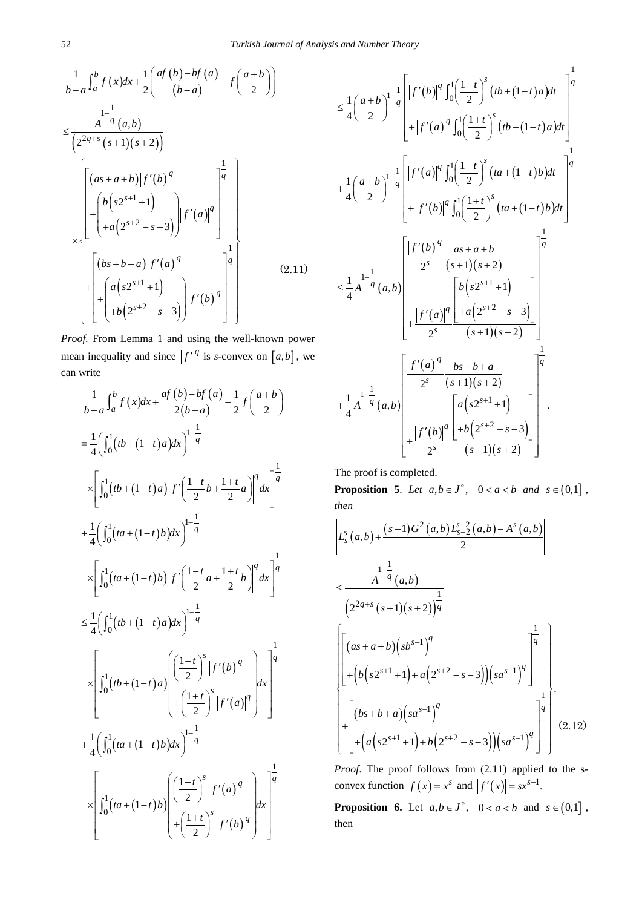$$
\left|\frac{1}{b-a}\int_a^b f(x)dx+\frac{1}{2}\left(\frac{af(b)-bf(a)}{(b-a)}-f\left(\frac{a+b}{2}\right)\right)\right|
$$

$$
\le \frac{A^{1-\frac{1}{q}}(a,b)}{\left(2^{2q+s}(s+1)(s+2)\right)}
\times\left\{\begin{array}{l}\left[\begin{array}{l}(as+a+b)\left|f'(b)\right|^q\\ +\left(\begin{array}{l}b\left(s2^{s+1}+1\right)\\ +a\left(2^{s+2}-s-3\right)\end{array}\right)\left|f'(a)\right|^q\end{array}\right]^{\frac{1}{q}}\\ +\left[\begin{array}{l}(bs+b+a)\left|f'(a)\right|^q\\ +\left(\begin{array}{l}a\left(s2^{s+1}+1\right)\\ +b\left(2^{s+2}-s-3\right)\end{array}\right)\left|f'(b)\right|^q\end{array}\right]^{\frac{1}{q}}\end{array}\right\} \tag{2.11}
$$

*Proof.* From Lemma 1 and using the well-known power mean inequality and since $\left|f'\right|^q$ is *s*-convex on $[a,b]$, we can write

$$
\left|\frac{1}{b-a}\int_a^b f(x)dx+\frac{af(b)-bf(a)}{2(b-a)}-\frac{1}{2}f\left(\frac{a+b}{2}\right)\right|
$$

$$
=\frac{1}{4}\left(\int_0^1(tb+(1-t)a)dx\right)^{1-\frac{1}{q}}\times\left[\int_0^1(tb+(1-t)a)\left|f'\left(\frac{1-t}{2}b+\frac{1+t}{2}a\right)\right|^q dx\right]^{\frac{1}{q}}
$$

$$
+\frac{1}{4}\left(\int_0^1(ta+(1-t)b)dx\right)^{1-\frac{1}{q}}\times\left[\int_0^1(ta+(1-t)b)\left|f'\left(\frac{1-t}{2}a+\frac{1+t}{2}b\right)\right|^q dx\right]^{\frac{1}{q}}
$$

$$
\le\frac{1}{4}\left(\int_0^1(tb+(1-t)a)dx\right)^{1-\frac{1}{q}}\times\left[\int_0^1(tb+(1-t)a)\left(\begin{array}{l}\left(\frac{1-t}{2}\right)^s\left|f'(b)\right|^q\\ +\left(\frac{1+t}{2}\right)^s\left|f'(a)\right|^q\end{array}\right)dx\right]^{\frac{1}{q}}
$$

$$
+\frac{1}{4}\left(\int_0^1(ta+(1-t)b)dx\right)^{1-\frac{1}{q}}\times\left[\int_0^1(ta+(1-t)b)\left(\begin{array}{l}\left(\frac{1-t}{2}\right)^s\left|f'(a)\right|^q\\ +\left(\frac{1+t}{2}\right)^s\left|f'(b)\right|^q\end{array}\right)dx\right]^{\frac{1}{q}}
$$

$$
\le\frac{1}{4}\left(\frac{a+b}{2}\right)^{1-\frac{1}{q}}\left[\begin{array}{l}\left|f'(b)\right|^q\int_0^1\left(\frac{1-t}{2}\right)^s(tb+(1-t)a)dt\\ +\left|f'(a)\right|^q\int_0^1\left(\frac{1+t}{2}\right)^s(tb+(1-t)a)dt\end{array}\right]^{\frac{1}{q}}
$$

$$
+\frac{1}{4}\left(\frac{a+b}{2}\right)^{1-\frac{1}{q}}\left[\begin{array}{l}\left|f'(a)\right|^q\int_0^1\left(\frac{1-t}{2}\right)^s(ta+(1-t)b)dt\\ +\left|f'(b)\right|^q\int_0^1\left(\frac{1+t}{2}\right)^s(ta+(1-t)b)dt\end{array}\right]^{\frac{1}{q}}
$$

$$
\le\frac{1}{4}A^{1-\frac{1}{q}}(a,b)\left[\begin{array}{l}\frac{\left|f'(b)\right|^q}{2^s}\frac{as+a+b}{(s+1)(s+2)}\\ +\frac{\left|f'(a)\right|^q}{2^s}\frac{\left[\begin{array}{l}b\left(s2^{s+1}+1\right)\\ +a\left(2^{s+2}-s-3\right)\end{array}\right]}{(s+1)(s+2)}\end{array}\right]^{\frac{1}{q}}
$$

$$
+\frac{1}{4}A^{1-\frac{1}{q}}(a,b)\left[\begin{array}{l}\frac{\left|f'(a)\right|^q}{2^s}\frac{bs+b+a}{(s+1)(s+2)}\\ +\frac{\left|f'(b)\right|^q}{2^s}\frac{\left[\begin{array}{l}a\left(s2^{s+1}+1\right)\\ +b\left(2^{s+2}-s-3\right)\end{array}\right]}{(s+1)(s+2)}\end{array}\right]^{\frac{1}{q}}.
$$

The proof is completed.

**Proposition 5**. *Let* $a,b\in J^\circ$, $0<a<b$ *and* $s\in(0,1]$, *then*

$$
\left|L_s^s(a,b)+\frac{(s-1)G^2(a,b)L_{s-2}^{s-2}(a,b)-A^s(a,b)}{2}\right|
$$

$$
\le\frac{A^{1-\frac{1}{q}}(a,b)}{\left(2^{2q+s}(s+1)(s+2)\right)^{\frac{1}{q}}}
\left\{\begin{array}{l}\left[\begin{array}{l}(as+a+b)\left(sb^{s-1}\right)^q\\ +\left(b\left(s2^{s+1}+1\right)+a\left(2^{s+2}-s-3\right)\right)\left(sa^{s-1}\right)^q\end{array}\right]^{\frac{1}{q}}\\ +\left[\begin{array}{l}(bs+b+a)\left(sa^{s-1}\right)^q\\ +\left(a\left(s2^{s+1}+1\right)+b\left(2^{s+2}-s-3\right)\right)\left(sa^{s-1}\right)^q\end{array}\right]^{\frac{1}{q}}\end{array}\right\}. \tag{2.12}
$$

*Proof.* The proof follows from (2.11) applied to the s-convex function $f(x)=x^s$ and $\left|f'(x)\right|=sx^{s-1}$.

**Proposition 6.** Let $a,b\in J^\circ$, $0<a<b$ and $s\in(0,1]$, then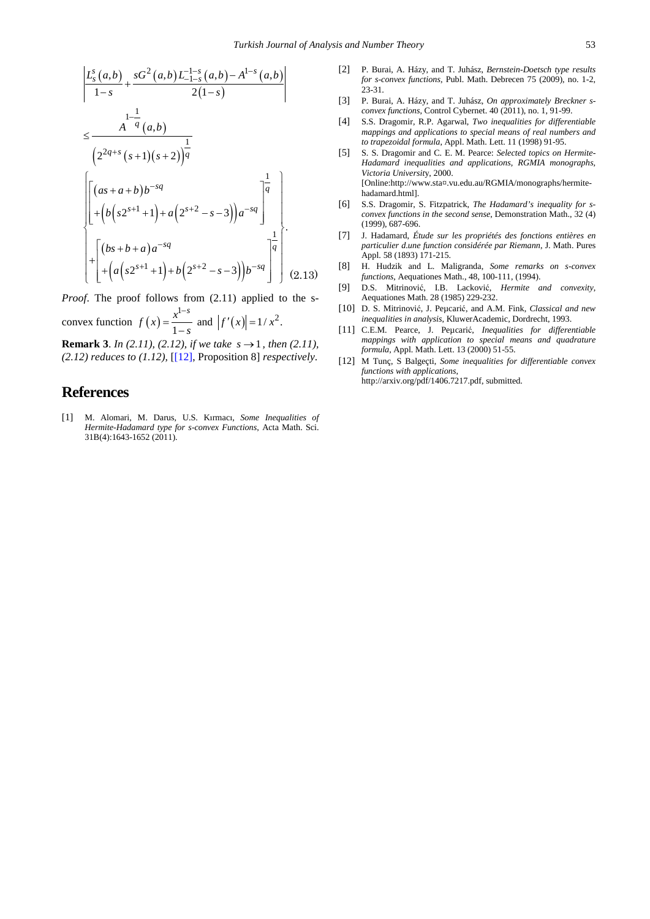$$\left|\frac{L_s^s(a,b)}{1-s}+\frac{sG^2(a,b)L_{-1-s}^{-1-s}(a,b)-A^{1-s}(a,b)}{2(1-s)}\right|$$

$$\leq\frac{A^{1-\frac{1}{q}}(a,b)}{\left(2^{2q+s}(s+1)(s+2)\right)^{\frac{1}{q}}}$$

$$\left\{\begin{array}{l}\left[\begin{array}{l}(as+a+b)b^{-sq}\\+\left(b\left(s2^{s+1}+1\right)+a\left(2^{s+2}-s-3\right)\right)a^{-sq}\end{array}\right]^{\frac{1}{q}}\\+\left[\begin{array}{l}(bs+b+a)a^{-sq}\\+\left(a\left(s2^{s+1}+1\right)+b\left(2^{s+2}-s-3\right)\right)b^{-sq}\end{array}\right]^{\frac{1}{q}}\end{array}\right\}. \quad (2.13)$$

*Proof*. The proof follows from (2.11) applied to the s-convex function $f(x)=\frac{x^{1-s}}{1-s}$ and $|f'(x)|=1/x^2$.

**Remark 3**. *In (2.11), (2.12), if we take* $s\to 1$, *then (2.11), (2.12) reduces to (1.12),* [[12], Proposition 8] *respectively*.

## References

[1] M. Alomari, M. Darus, U.S. Kırmacı, *Some Inequalities of Hermite-Hadamard type for s-convex Functions*, Acta Math. Sci. 31B(4):1643-1652 (2011).

[2] P. Burai, A. Házy, and T. Juhász, *Bernstein-Doetsch type results for s-convex functions*, Publ. Math. Debrecen 75 (2009), no. 1-2, 23-31.

[3] P. Burai, A. Házy, and T. Juhász, *On approximately Breckner s-convex functions*, Control Cybernet. 40 (2011), no. 1, 91-99.

[4] S.S. Dragomir, R.P. Agarwal, *Two inequalities for differentiable mappings and applications to special means of real numbers and to trapezoidal formula*, Appl. Math. Lett. 11 (1998) 91-95.

[5] S. S. Dragomir and C. E. M. Pearce: *Selected topics on Hermite-Hadamard inequalities and applications, RGMIA monographs, Victoria University*, 2000. [Online:http://www.sta¤.vu.edu.au/RGMIA/monographs/hermite-hadamard.html].

[6] S.S. Dragomir, S. Fitzpatrick, *The Hadamard's inequality for s-convex functions in the second sense*, Demonstration Math., 32 (4) (1999), 687-696.

[7] J. Hadamard, *Étude sur les propriétés des fonctions entières en particulier d.une function considérée par Riemann*, J. Math. Pures Appl. 58 (1893) 171-215.

[8] H. Hudzik and L. Maligranda, *Some remarks on s-convex functions*, Aequationes Math., 48, 100-111, (1994).

[9] D.S. Mitrinović, I.B. Lacković, *Hermite and convexity*, Aequationes Math. 28 (1985) 229-232.

[10] D. S. Mitrinović, J. Peμcarić, and A.M. Fink, *Classical and new inequalities in analysis*, KluwerAcademic, Dordrecht, 1993.

[11] C.E.M. Pearce, J. Peμcarić, *Inequalities for differentiable mappings with application to special means and quadrature formula*, Appl. Math. Lett. 13 (2000) 51-55.

[12] M Tunç, S Balgeçti, *Some inequalities for differentiable convex functions with applications*, http://arxiv.org/pdf/1406.7217.pdf, submitted.